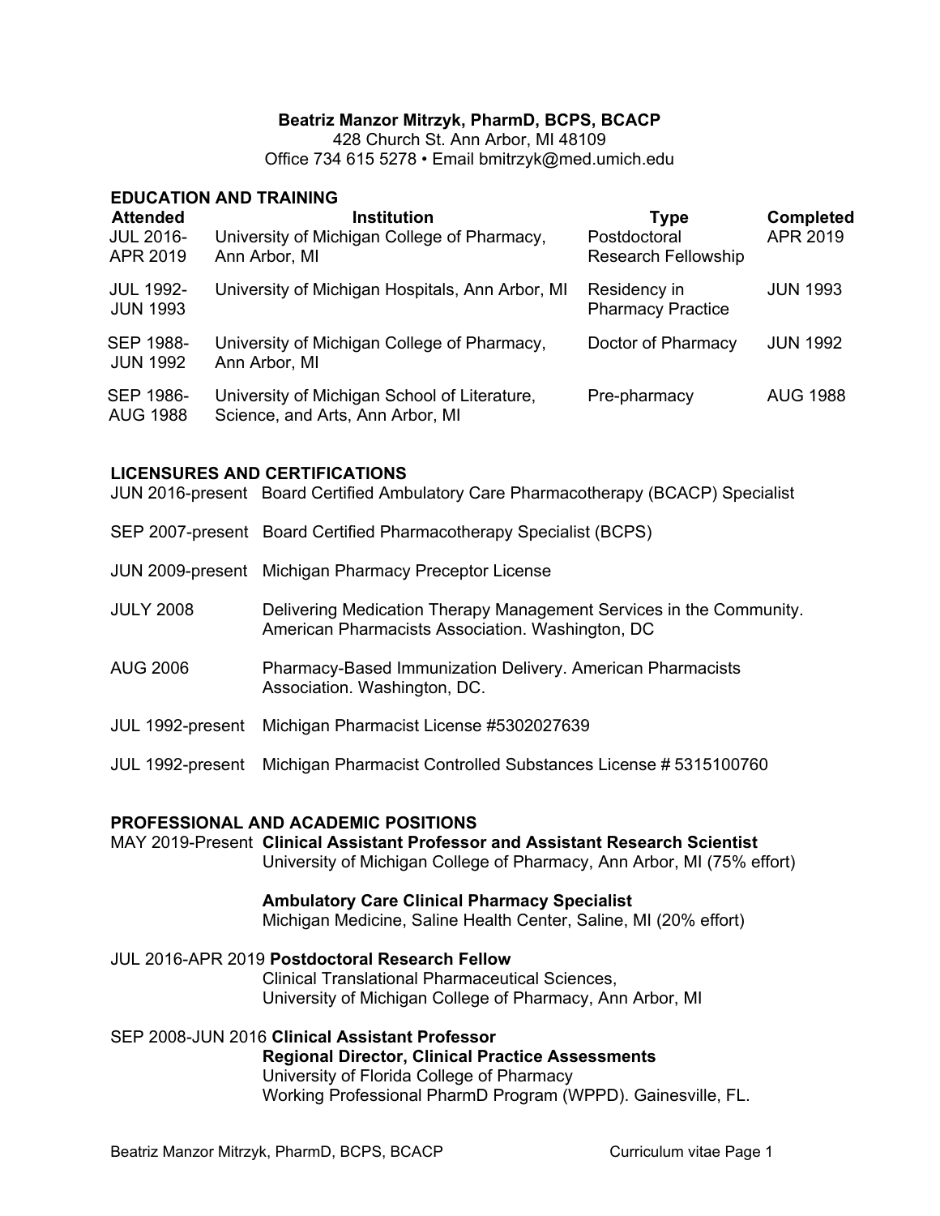**Beatriz Manzor Mitrzyk, PharmD, BCPS, BCACP**
428 Church St. Ann Arbor, MI 48109
Office 734 615 5278 • Email bmitrzyk@med.umich.edu

## EDUCATION AND TRAINING

| Attended | Institution | Type | Completed |
|---|---|---|---|
| JUL 2016-APR 2019 | University of Michigan College of Pharmacy, Ann Arbor, MI | Postdoctoral Research Fellowship | APR 2019 |
| JUL 1992-JUN 1993 | University of Michigan Hospitals, Ann Arbor, MI | Residency in Pharmacy Practice | JUN 1993 |
| SEP 1988-JUN 1992 | University of Michigan College of Pharmacy, Ann Arbor, MI | Doctor of Pharmacy | JUN 1992 |
| SEP 1986-AUG 1988 | University of Michigan School of Literature, Science, and Arts, Ann Arbor, MI | Pre-pharmacy | AUG 1988 |

## LICENSURES AND CERTIFICATIONS

JUN 2016-present Board Certified Ambulatory Care Pharmacotherapy (BCACP) Specialist

SEP 2007-present Board Certified Pharmacotherapy Specialist (BCPS)

JUN 2009-present Michigan Pharmacy Preceptor License

JULY 2008 Delivering Medication Therapy Management Services in the Community. American Pharmacists Association. Washington, DC

AUG 2006 Pharmacy-Based Immunization Delivery. American Pharmacists Association. Washington, DC.

JUL 1992-present Michigan Pharmacist License #5302027639

JUL 1992-present Michigan Pharmacist Controlled Substances License # 5315100760

## PROFESSIONAL AND ACADEMIC POSITIONS

MAY 2019-Present **Clinical Assistant Professor and Assistant Research Scientist**
University of Michigan College of Pharmacy, Ann Arbor, MI (75% effort)

**Ambulatory Care Clinical Pharmacy Specialist**
Michigan Medicine, Saline Health Center, Saline, MI (20% effort)

JUL 2016-APR 2019 **Postdoctoral Research Fellow**
Clinical Translational Pharmaceutical Sciences,
University of Michigan College of Pharmacy, Ann Arbor, MI

SEP 2008-JUN 2016 **Clinical Assistant Professor**
**Regional Director, Clinical Practice Assessments**
University of Florida College of Pharmacy
Working Professional PharmD Program (WPPD). Gainesville, FL.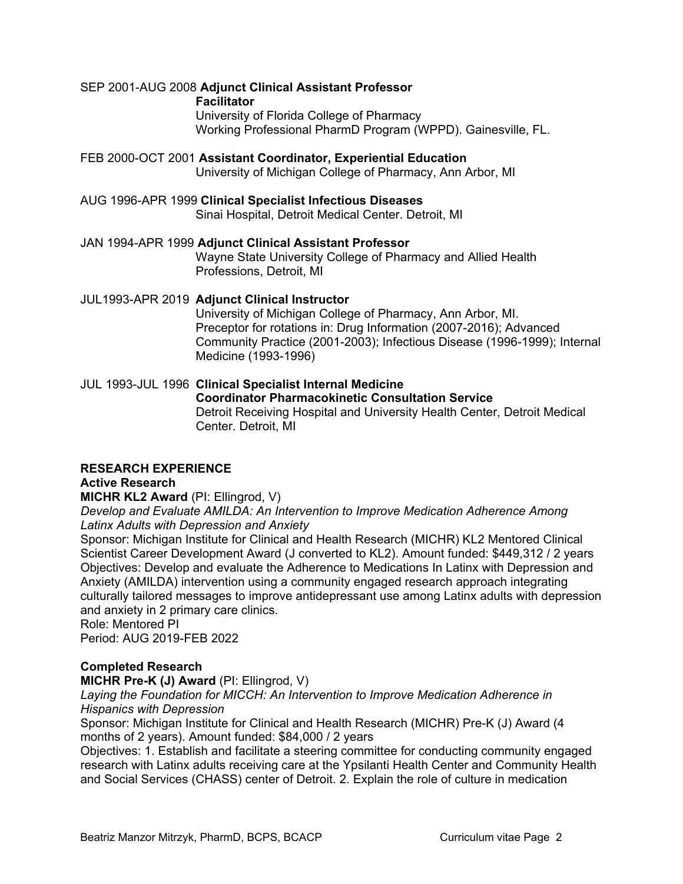SEP 2001-AUG 2008 **Adjunct Clinical Assistant Professor**
**Facilitator**
University of Florida College of Pharmacy
Working Professional PharmD Program (WPPD). Gainesville, FL.

FEB 2000-OCT 2001 **Assistant Coordinator, Experiential Education**
University of Michigan College of Pharmacy, Ann Arbor, MI

AUG 1996-APR 1999 **Clinical Specialist Infectious Diseases**
Sinai Hospital, Detroit Medical Center. Detroit, MI

JAN 1994-APR 1999 **Adjunct Clinical Assistant Professor**
Wayne State University College of Pharmacy and Allied Health Professions, Detroit, MI

JUL1993-APR 2019 **Adjunct Clinical Instructor**
University of Michigan College of Pharmacy, Ann Arbor, MI.
Preceptor for rotations in: Drug Information (2007-2016); Advanced Community Practice (2001-2003); Infectious Disease (1996-1999); Internal Medicine (1993-1996)

JUL 1993-JUL 1996 **Clinical Specialist Internal Medicine**
**Coordinator Pharmacokinetic Consultation Service**
Detroit Receiving Hospital and University Health Center, Detroit Medical Center. Detroit, MI

## RESEARCH EXPERIENCE

### Active Research

**MICHR KL2 Award** (PI: Ellingrod, V)
*Develop and Evaluate AMILDA: An Intervention to Improve Medication Adherence Among Latinx Adults with Depression and Anxiety*
Sponsor: Michigan Institute for Clinical and Health Research (MICHR) KL2 Mentored Clinical Scientist Career Development Award (J converted to KL2). Amount funded: $449,312 / 2 years
Objectives: Develop and evaluate the Adherence to Medications In Latinx with Depression and Anxiety (AMILDA) intervention using a community engaged research approach integrating culturally tailored messages to improve antidepressant use among Latinx adults with depression and anxiety in 2 primary care clinics.
Role: Mentored PI
Period: AUG 2019-FEB 2022

### Completed Research

**MICHR Pre-K (J) Award** (PI: Ellingrod, V)
*Laying the Foundation for MICCH: An Intervention to Improve Medication Adherence in Hispanics with Depression*
Sponsor: Michigan Institute for Clinical and Health Research (MICHR) Pre-K (J) Award (4 months of 2 years). Amount funded: $84,000 / 2 years
Objectives: 1. Establish and facilitate a steering committee for conducting community engaged research with Latinx adults receiving care at the Ypsilanti Health Center and Community Health and Social Services (CHASS) center of Detroit. 2. Explain the role of culture in medication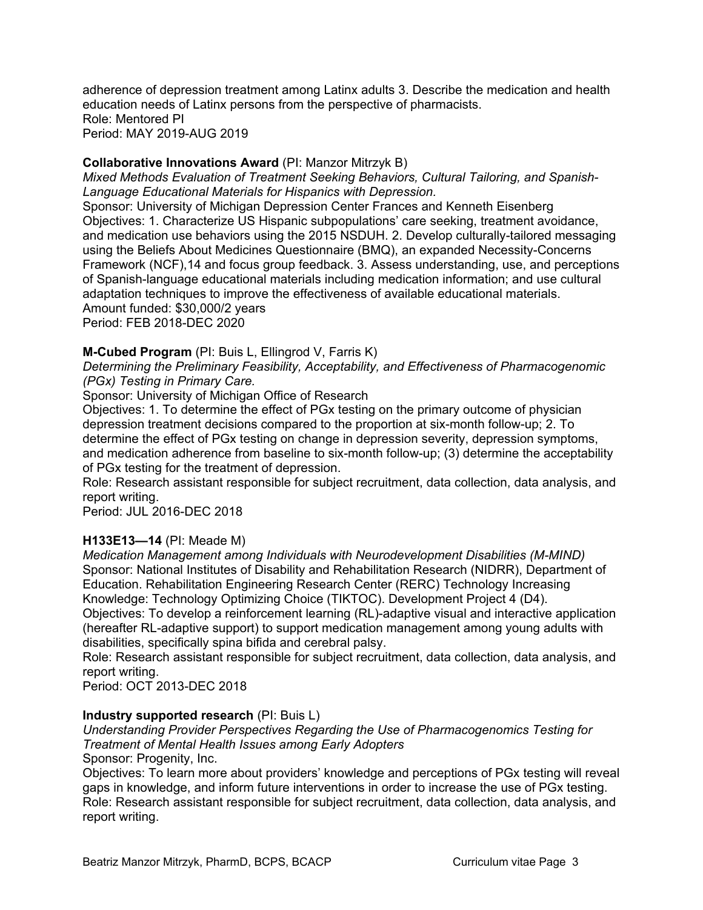adherence of depression treatment among Latinx adults 3. Describe the medication and health education needs of Latinx persons from the perspective of pharmacists.
Role: Mentored PI
Period: MAY 2019-AUG 2019

**Collaborative Innovations Award** (PI: Manzor Mitrzyk B)
*Mixed Methods Evaluation of Treatment Seeking Behaviors, Cultural Tailoring, and Spanish-Language Educational Materials for Hispanics with Depression.*
Sponsor: University of Michigan Depression Center Frances and Kenneth Eisenberg
Objectives: 1. Characterize US Hispanic subpopulations' care seeking, treatment avoidance, and medication use behaviors using the 2015 NSDUH. 2. Develop culturally-tailored messaging using the Beliefs About Medicines Questionnaire (BMQ), an expanded Necessity-Concerns Framework (NCF),14 and focus group feedback. 3. Assess understanding, use, and perceptions of Spanish-language educational materials including medication information; and use cultural adaptation techniques to improve the effectiveness of available educational materials.
Amount funded: $30,000/2 years
Period: FEB 2018-DEC 2020

**M-Cubed Program** (PI: Buis L, Ellingrod V, Farris K)
*Determining the Preliminary Feasibility, Acceptability, and Effectiveness of Pharmacogenomic (PGx) Testing in Primary Care.*
Sponsor: University of Michigan Office of Research
Objectives: 1. To determine the effect of PGx testing on the primary outcome of physician depression treatment decisions compared to the proportion at six-month follow-up; 2. To determine the effect of PGx testing on change in depression severity, depression symptoms, and medication adherence from baseline to six-month follow-up; (3) determine the acceptability of PGx testing for the treatment of depression.
Role: Research assistant responsible for subject recruitment, data collection, data analysis, and report writing.
Period: JUL 2016-DEC 2018

**H133E13—14** (PI: Meade M)
*Medication Management among Individuals with Neurodevelopment Disabilities (M-MIND)*
Sponsor: National Institutes of Disability and Rehabilitation Research (NIDRR), Department of Education. Rehabilitation Engineering Research Center (RERC) Technology Increasing Knowledge: Technology Optimizing Choice (TIKTOC). Development Project 4 (D4).
Objectives: To develop a reinforcement learning (RL)-adaptive visual and interactive application (hereafter RL-adaptive support) to support medication management among young adults with disabilities, specifically spina bifida and cerebral palsy.
Role: Research assistant responsible for subject recruitment, data collection, data analysis, and report writing.
Period: OCT 2013-DEC 2018

**Industry supported research** (PI: Buis L)
*Understanding Provider Perspectives Regarding the Use of Pharmacogenomics Testing for Treatment of Mental Health Issues among Early Adopters*
Sponsor: Progenity, Inc.
Objectives: To learn more about providers' knowledge and perceptions of PGx testing will reveal gaps in knowledge, and inform future interventions in order to increase the use of PGx testing.
Role: Research assistant responsible for subject recruitment, data collection, data analysis, and report writing.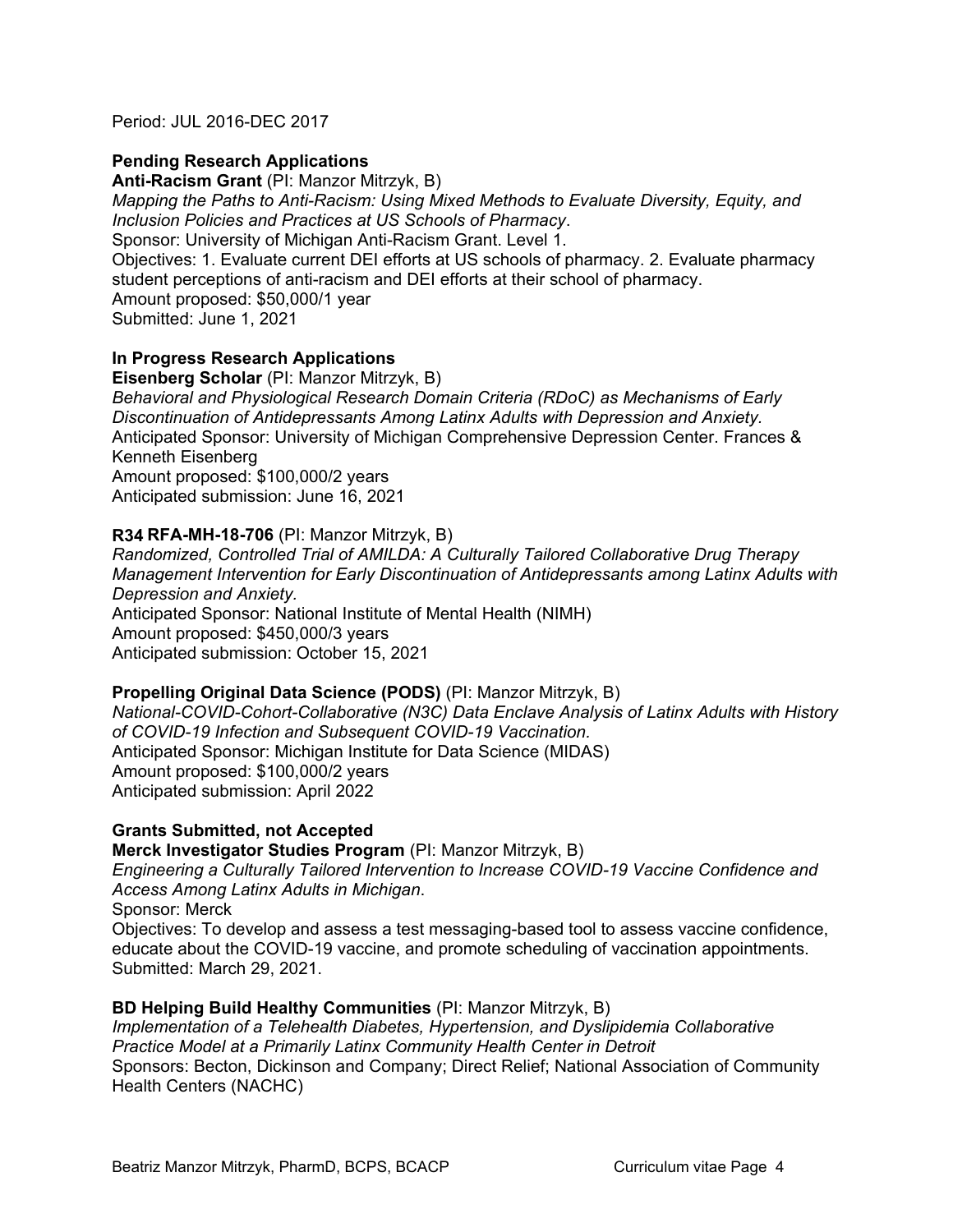Period: JUL 2016-DEC 2017

**Pending Research Applications**

**Anti-Racism Grant** (PI: Manzor Mitrzyk, B)
*Mapping the Paths to Anti-Racism: Using Mixed Methods to Evaluate Diversity, Equity, and Inclusion Policies and Practices at US Schools of Pharmacy*.
Sponsor: University of Michigan Anti-Racism Grant. Level 1.
Objectives: 1. Evaluate current DEI efforts at US schools of pharmacy. 2. Evaluate pharmacy student perceptions of anti-racism and DEI efforts at their school of pharmacy.
Amount proposed: $50,000/1 year
Submitted: June 1, 2021

**In Progress Research Applications**

**Eisenberg Scholar** (PI: Manzor Mitrzyk, B)
*Behavioral and Physiological Research Domain Criteria (RDoC) as Mechanisms of Early Discontinuation of Antidepressants Among Latinx Adults with Depression and Anxiety*.
Anticipated Sponsor: University of Michigan Comprehensive Depression Center. Frances & Kenneth Eisenberg
Amount proposed: $100,000/2 years
Anticipated submission: June 16, 2021

**R34 RFA-MH-18-706** (PI: Manzor Mitrzyk, B)
*Randomized, Controlled Trial of AMILDA: A Culturally Tailored Collaborative Drug Therapy Management Intervention for Early Discontinuation of Antidepressants among Latinx Adults with Depression and Anxiety.*
Anticipated Sponsor: National Institute of Mental Health (NIMH)
Amount proposed: $450,000/3 years
Anticipated submission: October 15, 2021

**Propelling Original Data Science (PODS)** (PI: Manzor Mitrzyk, B)
*National-COVID-Cohort-Collaborative (N3C) Data Enclave Analysis of Latinx Adults with History of COVID-19 Infection and Subsequent COVID-19 Vaccination.*
Anticipated Sponsor: Michigan Institute for Data Science (MIDAS)
Amount proposed: $100,000/2 years
Anticipated submission: April 2022

**Grants Submitted, not Accepted**

**Merck Investigator Studies Program** (PI: Manzor Mitrzyk, B)
*Engineering a Culturally Tailored Intervention to Increase COVID-19 Vaccine Confidence and Access Among Latinx Adults in Michigan*.
Sponsor: Merck
Objectives: To develop and assess a test messaging-based tool to assess vaccine confidence, educate about the COVID-19 vaccine, and promote scheduling of vaccination appointments.
Submitted: March 29, 2021.

**BD Helping Build Healthy Communities** (PI: Manzor Mitrzyk, B)
*Implementation of a Telehealth Diabetes, Hypertension, and Dyslipidemia Collaborative Practice Model at a Primarily Latinx Community Health Center in Detroit*
Sponsors: Becton, Dickinson and Company; Direct Relief; National Association of Community Health Centers (NACHC)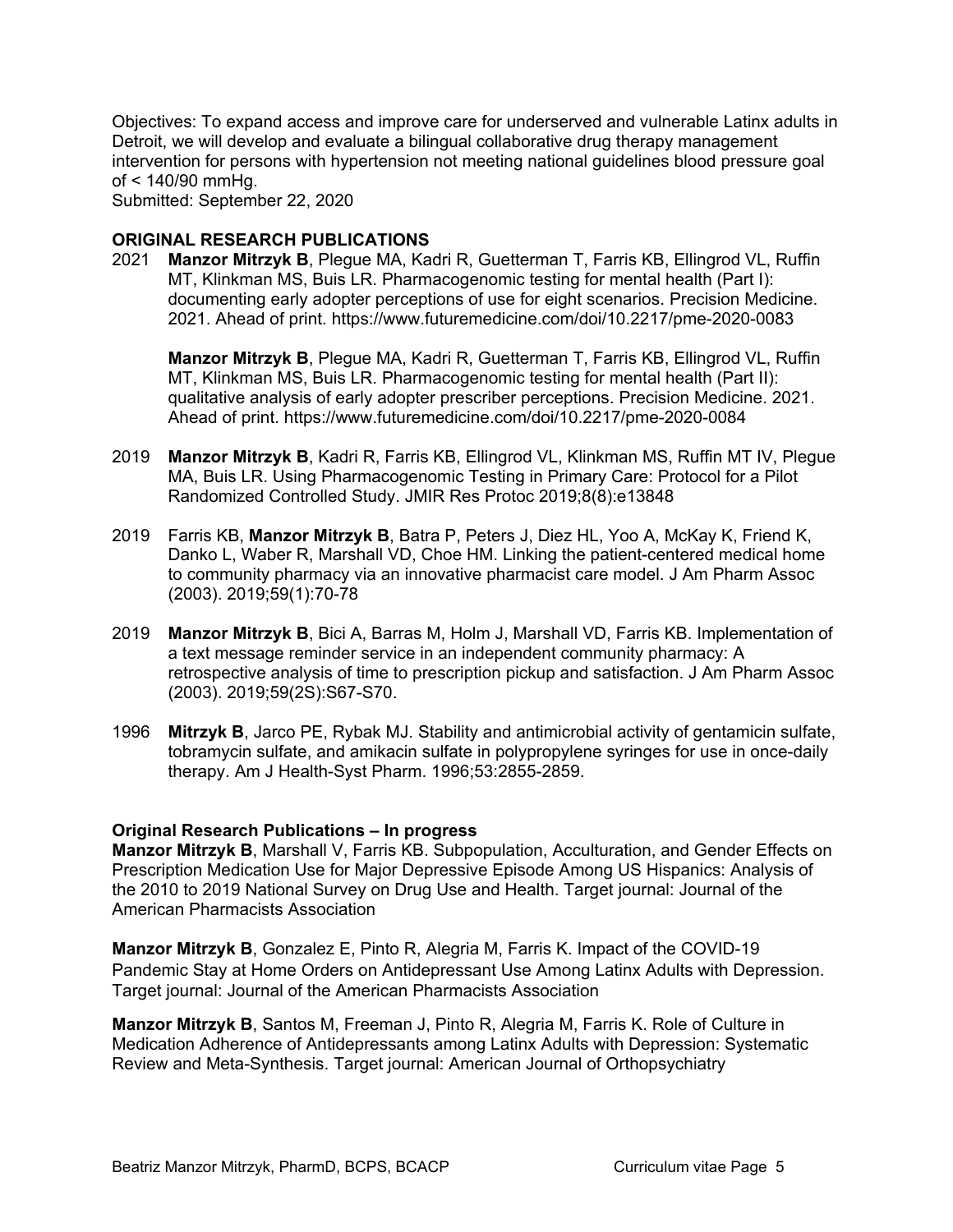Objectives: To expand access and improve care for underserved and vulnerable Latinx adults in Detroit, we will develop and evaluate a bilingual collaborative drug therapy management intervention for persons with hypertension not meeting national guidelines blood pressure goal of < 140/90 mmHg.
Submitted: September 22, 2020

## ORIGINAL RESEARCH PUBLICATIONS

2021 **Manzor Mitrzyk B**, Plegue MA, Kadri R, Guetterman T, Farris KB, Ellingrod VL, Ruffin MT, Klinkman MS, Buis LR. Pharmacogenomic testing for mental health (Part I): documenting early adopter perceptions of use for eight scenarios. Precision Medicine. 2021. Ahead of print. https://www.futuremedicine.com/doi/10.2217/pme-2020-0083

**Manzor Mitrzyk B**, Plegue MA, Kadri R, Guetterman T, Farris KB, Ellingrod VL, Ruffin MT, Klinkman MS, Buis LR. Pharmacogenomic testing for mental health (Part II): qualitative analysis of early adopter prescriber perceptions. Precision Medicine. 2021. Ahead of print. https://www.futuremedicine.com/doi/10.2217/pme-2020-0084

2019 **Manzor Mitrzyk B**, Kadri R, Farris KB, Ellingrod VL, Klinkman MS, Ruffin MT IV, Plegue MA, Buis LR. Using Pharmacogenomic Testing in Primary Care: Protocol for a Pilot Randomized Controlled Study. JMIR Res Protoc 2019;8(8):e13848

2019 Farris KB, **Manzor Mitrzyk B**, Batra P, Peters J, Diez HL, Yoo A, McKay K, Friend K, Danko L, Waber R, Marshall VD, Choe HM. Linking the patient-centered medical home to community pharmacy via an innovative pharmacist care model. J Am Pharm Assoc (2003). 2019;59(1):70-78

2019 **Manzor Mitrzyk B**, Bici A, Barras M, Holm J, Marshall VD, Farris KB. Implementation of a text message reminder service in an independent community pharmacy: A retrospective analysis of time to prescription pickup and satisfaction. J Am Pharm Assoc (2003). 2019;59(2S):S67-S70.

1996 **Mitrzyk B**, Jarco PE, Rybak MJ. Stability and antimicrobial activity of gentamicin sulfate, tobramycin sulfate, and amikacin sulfate in polypropylene syringes for use in once-daily therapy. Am J Health-Syst Pharm. 1996;53:2855-2859.

### Original Research Publications – In progress

**Manzor Mitrzyk B**, Marshall V, Farris KB. Subpopulation, Acculturation, and Gender Effects on Prescription Medication Use for Major Depressive Episode Among US Hispanics: Analysis of the 2010 to 2019 National Survey on Drug Use and Health. Target journal: Journal of the American Pharmacists Association

**Manzor Mitrzyk B**, Gonzalez E, Pinto R, Alegria M, Farris K. Impact of the COVID-19 Pandemic Stay at Home Orders on Antidepressant Use Among Latinx Adults with Depression. Target journal: Journal of the American Pharmacists Association

**Manzor Mitrzyk B**, Santos M, Freeman J, Pinto R, Alegria M, Farris K. Role of Culture in Medication Adherence of Antidepressants among Latinx Adults with Depression: Systematic Review and Meta-Synthesis. Target journal: American Journal of Orthopsychiatry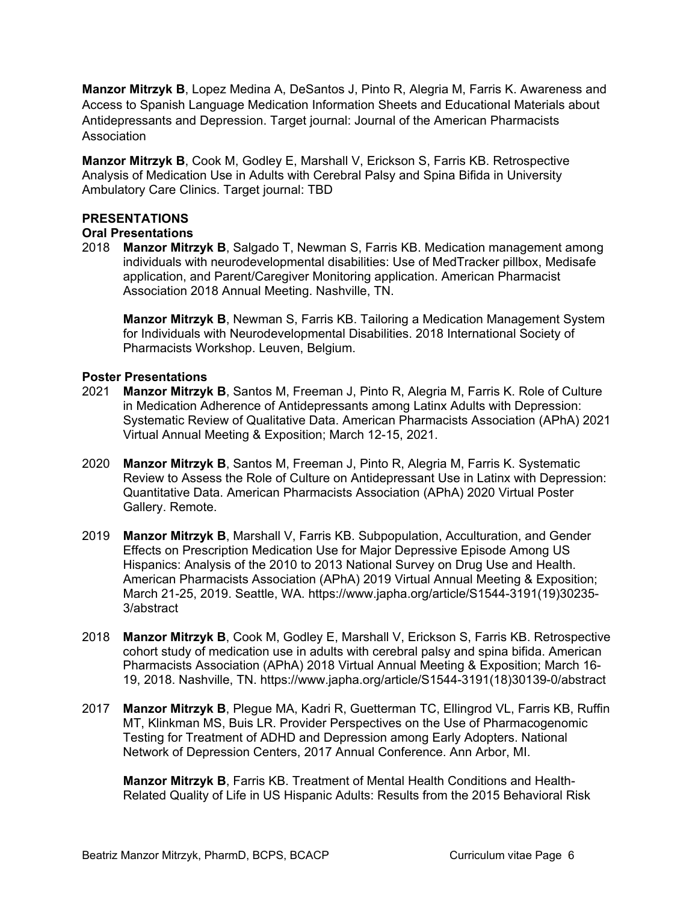**Manzor Mitrzyk B**, Lopez Medina A, DeSantos J, Pinto R, Alegria M, Farris K. Awareness and Access to Spanish Language Medication Information Sheets and Educational Materials about Antidepressants and Depression. Target journal: Journal of the American Pharmacists Association

**Manzor Mitrzyk B**, Cook M, Godley E, Marshall V, Erickson S, Farris KB. Retrospective Analysis of Medication Use in Adults with Cerebral Palsy and Spina Bifida in University Ambulatory Care Clinics. Target journal: TBD

## PRESENTATIONS

### Oral Presentations

2018 **Manzor Mitrzyk B**, Salgado T, Newman S, Farris KB. Medication management among individuals with neurodevelopmental disabilities: Use of MedTracker pillbox, Medisafe application, and Parent/Caregiver Monitoring application. American Pharmacist Association 2018 Annual Meeting. Nashville, TN.

**Manzor Mitrzyk B**, Newman S, Farris KB. Tailoring a Medication Management System for Individuals with Neurodevelopmental Disabilities. 2018 International Society of Pharmacists Workshop. Leuven, Belgium.

### Poster Presentations

2021 **Manzor Mitrzyk B**, Santos M, Freeman J, Pinto R, Alegria M, Farris K. Role of Culture in Medication Adherence of Antidepressants among Latinx Adults with Depression: Systematic Review of Qualitative Data. American Pharmacists Association (APhA) 2021 Virtual Annual Meeting & Exposition; March 12-15, 2021.

2020 **Manzor Mitrzyk B**, Santos M, Freeman J, Pinto R, Alegria M, Farris K. Systematic Review to Assess the Role of Culture on Antidepressant Use in Latinx with Depression: Quantitative Data. American Pharmacists Association (APhA) 2020 Virtual Poster Gallery. Remote.

2019 **Manzor Mitrzyk B**, Marshall V, Farris KB. Subpopulation, Acculturation, and Gender Effects on Prescription Medication Use for Major Depressive Episode Among US Hispanics: Analysis of the 2010 to 2013 National Survey on Drug Use and Health. American Pharmacists Association (APhA) 2019 Virtual Annual Meeting & Exposition; March 21-25, 2019. Seattle, WA. https://www.japha.org/article/S1544-3191(19)30235-3/abstract

2018 **Manzor Mitrzyk B**, Cook M, Godley E, Marshall V, Erickson S, Farris KB. Retrospective cohort study of medication use in adults with cerebral palsy and spina bifida. American Pharmacists Association (APhA) 2018 Virtual Annual Meeting & Exposition; March 16-19, 2018. Nashville, TN. https://www.japha.org/article/S1544-3191(18)30139-0/abstract

2017 **Manzor Mitrzyk B**, Plegue MA, Kadri R, Guetterman TC, Ellingrod VL, Farris KB, Ruffin MT, Klinkman MS, Buis LR. Provider Perspectives on the Use of Pharmacogenomic Testing for Treatment of ADHD and Depression among Early Adopters. National Network of Depression Centers, 2017 Annual Conference. Ann Arbor, MI.

**Manzor Mitrzyk B**, Farris KB. Treatment of Mental Health Conditions and Health-Related Quality of Life in US Hispanic Adults: Results from the 2015 Behavioral Risk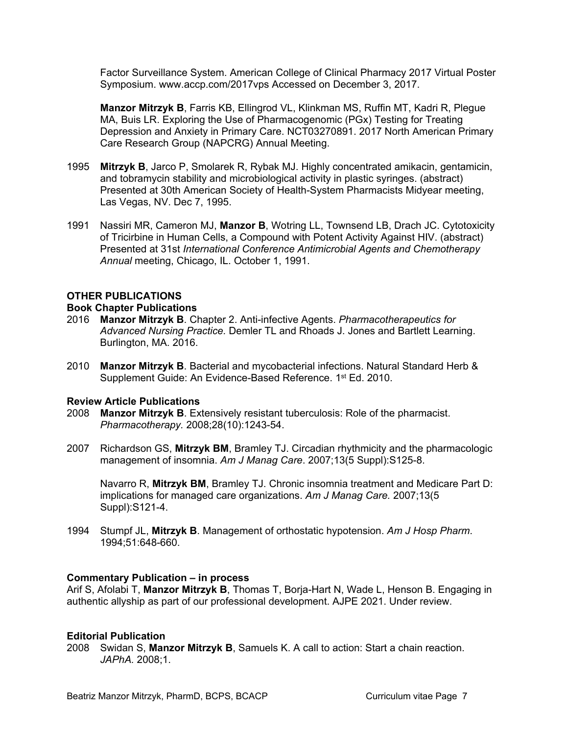Factor Surveillance System. American College of Clinical Pharmacy 2017 Virtual Poster Symposium. www.accp.com/2017vps Accessed on December 3, 2017.

**Manzor Mitrzyk B**, Farris KB, Ellingrod VL, Klinkman MS, Ruffin MT, Kadri R, Plegue MA, Buis LR. Exploring the Use of Pharmacogenomic (PGx) Testing for Treating Depression and Anxiety in Primary Care. NCT03270891. 2017 North American Primary Care Research Group (NAPCRG) Annual Meeting.

1995 **Mitrzyk B**, Jarco P, Smolarek R, Rybak MJ. Highly concentrated amikacin, gentamicin, and tobramycin stability and microbiological activity in plastic syringes. (abstract) Presented at 30th American Society of Health-System Pharmacists Midyear meeting, Las Vegas, NV. Dec 7, 1995.

1991 Nassiri MR, Cameron MJ, **Manzor B**, Wotring LL, Townsend LB, Drach JC. Cytotoxicity of Tricirbine in Human Cells, a Compound with Potent Activity Against HIV. (abstract) Presented at 31st *International Conference Antimicrobial Agents and Chemotherapy Annual* meeting, Chicago, IL. October 1, 1991.

## OTHER PUBLICATIONS

### Book Chapter Publications

2016 **Manzor Mitrzyk B**. Chapter 2. Anti-infective Agents. *Pharmacotherapeutics for Advanced Nursing Practice.* Demler TL and Rhoads J. Jones and Bartlett Learning. Burlington, MA. 2016.

2010 **Manzor Mitrzyk B**. Bacterial and mycobacterial infections. Natural Standard Herb & Supplement Guide: An Evidence-Based Reference. 1st Ed. 2010.

### Review Article Publications

2008 **Manzor Mitrzyk B**. Extensively resistant tuberculosis: Role of the pharmacist. *Pharmacotherapy.* 2008;28(10):1243-54.

2007 Richardson GS, **Mitrzyk BM**, Bramley TJ. Circadian rhythmicity and the pharmacologic management of insomnia. *Am J Manag Care*. 2007;13(5 Suppl):S125-8.

Navarro R, **Mitrzyk BM**, Bramley TJ. Chronic insomnia treatment and Medicare Part D: implications for managed care organizations. *Am J Manag Care.* 2007;13(5 Suppl):S121-4.

1994 Stumpf JL, **Mitrzyk B**. Management of orthostatic hypotension. *Am J Hosp Pharm*. 1994;51:648-660.

### Commentary Publication – in process

Arif S, Afolabi T, **Manzor Mitrzyk B**, Thomas T, Borja-Hart N, Wade L, Henson B. Engaging in authentic allyship as part of our professional development. AJPE 2021. Under review.

### Editorial Publication

2008 Swidan S, **Manzor Mitrzyk B**, Samuels K. A call to action: Start a chain reaction. *JAPhA.* 2008;1.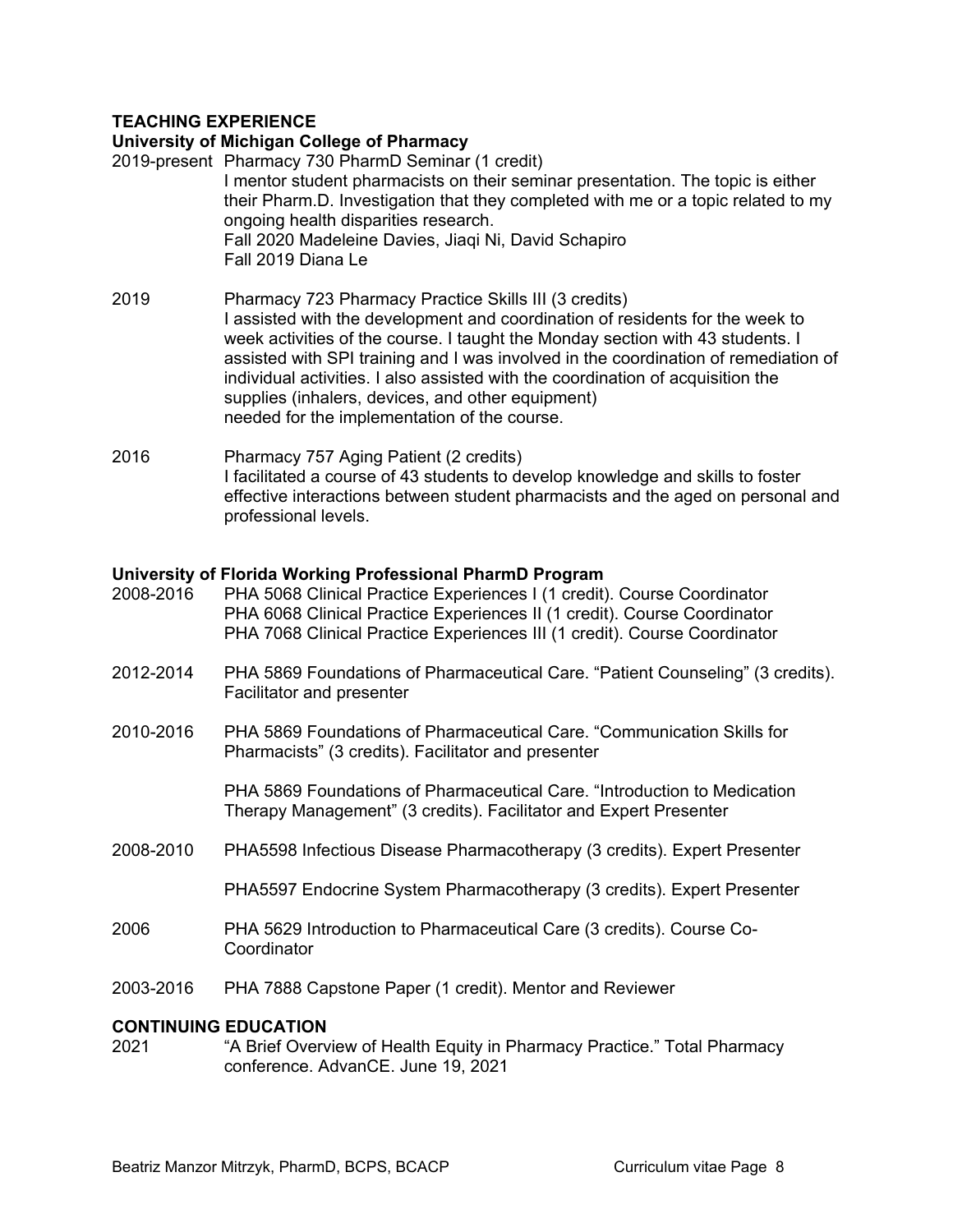## TEACHING EXPERIENCE

### University of Michigan College of Pharmacy

2019-present Pharmacy 730 PharmD Seminar (1 credit)
I mentor student pharmacists on their seminar presentation. The topic is either their Pharm.D. Investigation that they completed with me or a topic related to my ongoing health disparities research.
Fall 2020 Madeleine Davies, Jiaqi Ni, David Schapiro
Fall 2019 Diana Le

2019 Pharmacy 723 Pharmacy Practice Skills III (3 credits)
I assisted with the development and coordination of residents for the week to week activities of the course. I taught the Monday section with 43 students. I assisted with SPI training and I was involved in the coordination of remediation of individual activities. I also assisted with the coordination of acquisition the supplies (inhalers, devices, and other equipment) needed for the implementation of the course.

2016 Pharmacy 757 Aging Patient (2 credits)
I facilitated a course of 43 students to develop knowledge and skills to foster effective interactions between student pharmacists and the aged on personal and professional levels.

### University of Florida Working Professional PharmD Program

2008-2016 PHA 5068 Clinical Practice Experiences I (1 credit). Course Coordinator
PHA 6068 Clinical Practice Experiences II (1 credit). Course Coordinator
PHA 7068 Clinical Practice Experiences III (1 credit). Course Coordinator

2012-2014 PHA 5869 Foundations of Pharmaceutical Care. "Patient Counseling" (3 credits). Facilitator and presenter

2010-2016 PHA 5869 Foundations of Pharmaceutical Care. "Communication Skills for Pharmacists" (3 credits). Facilitator and presenter

PHA 5869 Foundations of Pharmaceutical Care. "Introduction to Medication Therapy Management" (3 credits). Facilitator and Expert Presenter

2008-2010 PHA5598 Infectious Disease Pharmacotherapy (3 credits). Expert Presenter

PHA5597 Endocrine System Pharmacotherapy (3 credits). Expert Presenter

2006 PHA 5629 Introduction to Pharmaceutical Care (3 credits). Course Co-Coordinator

2003-2016 PHA 7888 Capstone Paper (1 credit). Mentor and Reviewer

## CONTINUING EDUCATION

2021 "A Brief Overview of Health Equity in Pharmacy Practice." Total Pharmacy conference. AdvanCE. June 19, 2021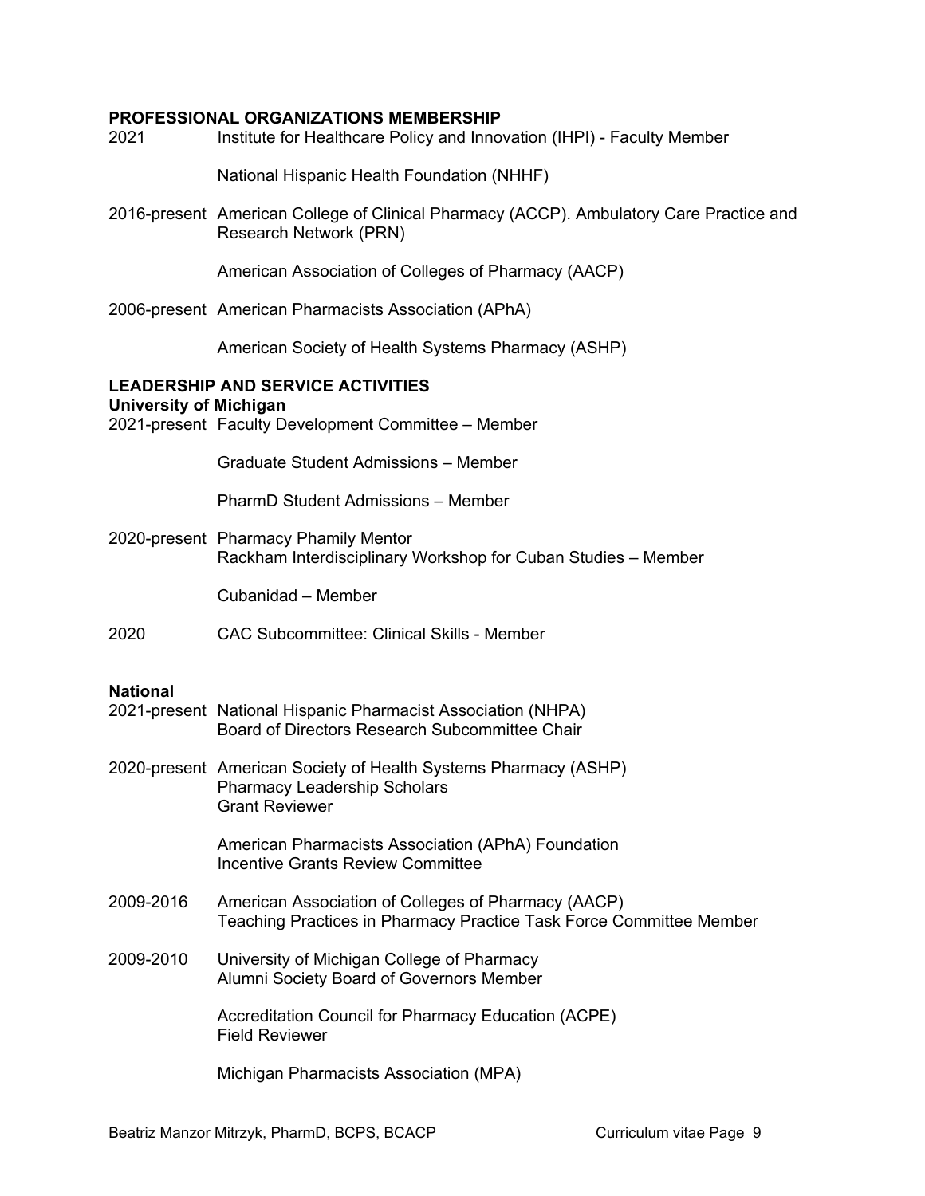## PROFESSIONAL ORGANIZATIONS MEMBERSHIP

2021 Institute for Healthcare Policy and Innovation (IHPI) - Faculty Member

National Hispanic Health Foundation (NHHF)

2016-present American College of Clinical Pharmacy (ACCP). Ambulatory Care Practice and Research Network (PRN)

American Association of Colleges of Pharmacy (AACP)

2006-present American Pharmacists Association (APhA)

American Society of Health Systems Pharmacy (ASHP)

## LEADERSHIP AND SERVICE ACTIVITIES

### University of Michigan

2021-present Faculty Development Committee – Member

Graduate Student Admissions – Member

PharmD Student Admissions – Member

2020-present Pharmacy Phamily Mentor
Rackham Interdisciplinary Workshop for Cuban Studies – Member

Cubanidad – Member

2020 CAC Subcommittee: Clinical Skills - Member

### National

2021-present National Hispanic Pharmacist Association (NHPA)
Board of Directors Research Subcommittee Chair

2020-present American Society of Health Systems Pharmacy (ASHP)
Pharmacy Leadership Scholars
Grant Reviewer

American Pharmacists Association (APhA) Foundation
Incentive Grants Review Committee

2009-2016 American Association of Colleges of Pharmacy (AACP)
Teaching Practices in Pharmacy Practice Task Force Committee Member

2009-2010 University of Michigan College of Pharmacy
Alumni Society Board of Governors Member

Accreditation Council for Pharmacy Education (ACPE)
Field Reviewer

Michigan Pharmacists Association (MPA)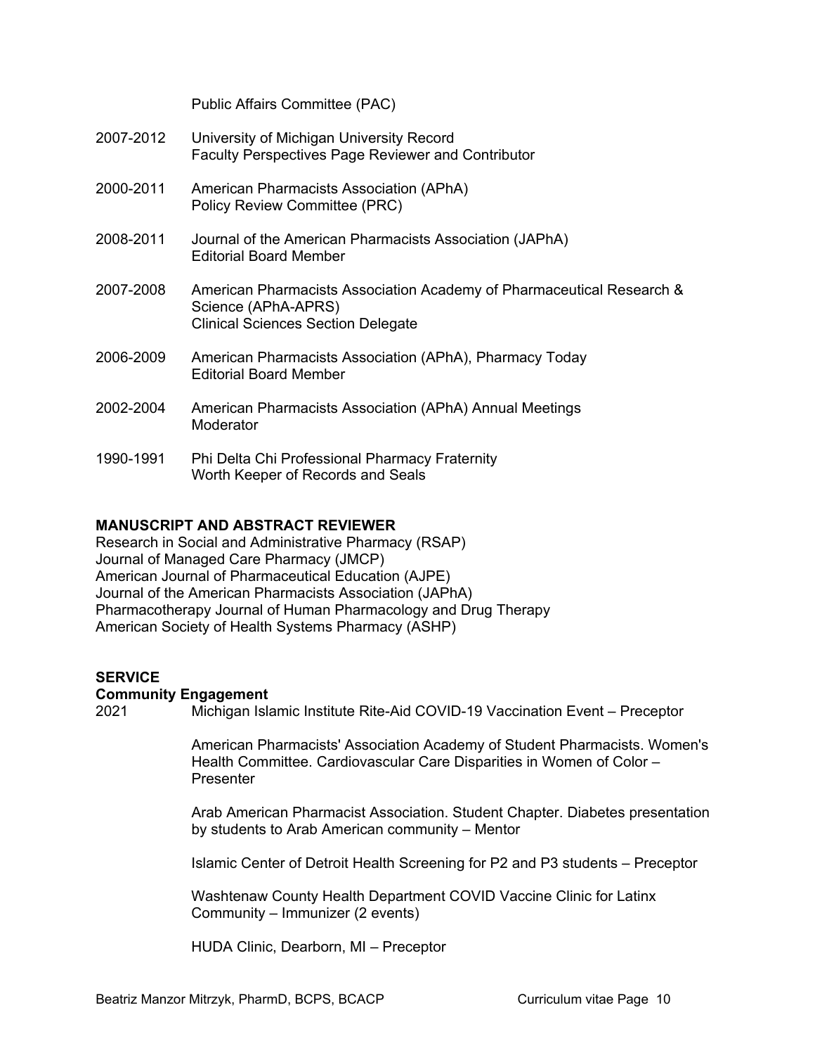Public Affairs Committee (PAC)

2007-2012 University of Michigan University Record
Faculty Perspectives Page Reviewer and Contributor

2000-2011 American Pharmacists Association (APhA)
Policy Review Committee (PRC)

2008-2011 Journal of the American Pharmacists Association (JAPhA)
Editorial Board Member

2007-2008 American Pharmacists Association Academy of Pharmaceutical Research & Science (APhA-APRS)
Clinical Sciences Section Delegate

2006-2009 American Pharmacists Association (APhA), Pharmacy Today
Editorial Board Member

2002-2004 American Pharmacists Association (APhA) Annual Meetings
Moderator

1990-1991 Phi Delta Chi Professional Pharmacy Fraternity
Worth Keeper of Records and Seals

**MANUSCRIPT AND ABSTRACT REVIEWER**

Research in Social and Administrative Pharmacy (RSAP)
Journal of Managed Care Pharmacy (JMCP)
American Journal of Pharmaceutical Education (AJPE)
Journal of the American Pharmacists Association (JAPhA)
Pharmacotherapy Journal of Human Pharmacology and Drug Therapy
American Society of Health Systems Pharmacy (ASHP)

**SERVICE**

**Community Engagement**

2021 Michigan Islamic Institute Rite-Aid COVID-19 Vaccination Event – Preceptor

American Pharmacists' Association Academy of Student Pharmacists. Women's Health Committee. Cardiovascular Care Disparities in Women of Color – Presenter

Arab American Pharmacist Association. Student Chapter. Diabetes presentation by students to Arab American community – Mentor

Islamic Center of Detroit Health Screening for P2 and P3 students – Preceptor

Washtenaw County Health Department COVID Vaccine Clinic for Latinx Community – Immunizer (2 events)

HUDA Clinic, Dearborn, MI – Preceptor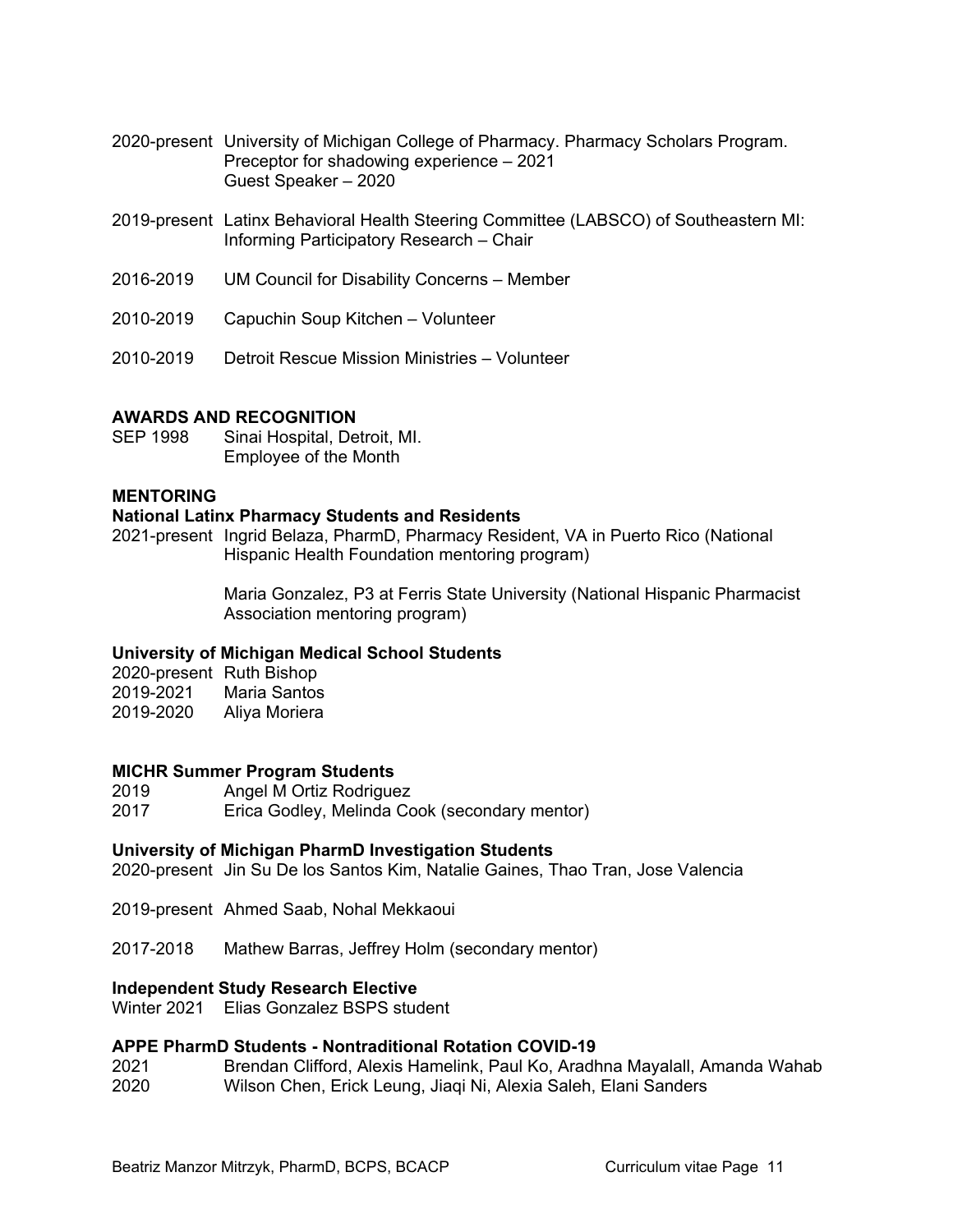2020-present University of Michigan College of Pharmacy. Pharmacy Scholars Program.
Preceptor for shadowing experience – 2021
Guest Speaker – 2020

2019-present Latinx Behavioral Health Steering Committee (LABSCO) of Southeastern MI: Informing Participatory Research – Chair

2016-2019 UM Council for Disability Concerns – Member

2010-2019 Capuchin Soup Kitchen – Volunteer

2010-2019 Detroit Rescue Mission Ministries – Volunteer

## AWARDS AND RECOGNITION

SEP 1998 Sinai Hospital, Detroit, MI.
Employee of the Month

## MENTORING

### National Latinx Pharmacy Students and Residents

2021-present Ingrid Belaza, PharmD, Pharmacy Resident, VA in Puerto Rico (National Hispanic Health Foundation mentoring program)

Maria Gonzalez, P3 at Ferris State University (National Hispanic Pharmacist Association mentoring program)

### University of Michigan Medical School Students

2020-present Ruth Bishop
2019-2021 Maria Santos
2019-2020 Aliya Moriera

### MICHR Summer Program Students

2019 Angel M Ortiz Rodriguez
2017 Erica Godley, Melinda Cook (secondary mentor)

### University of Michigan PharmD Investigation Students

2020-present Jin Su De los Santos Kim, Natalie Gaines, Thao Tran, Jose Valencia

2019-present Ahmed Saab, Nohal Mekkaoui

2017-2018 Mathew Barras, Jeffrey Holm (secondary mentor)

### Independent Study Research Elective

Winter 2021 Elias Gonzalez BSPS student

### APPE PharmD Students - Nontraditional Rotation COVID-19

2021 Brendan Clifford, Alexis Hamelink, Paul Ko, Aradhna Mayalall, Amanda Wahab
2020 Wilson Chen, Erick Leung, Jiaqi Ni, Alexia Saleh, Elani Sanders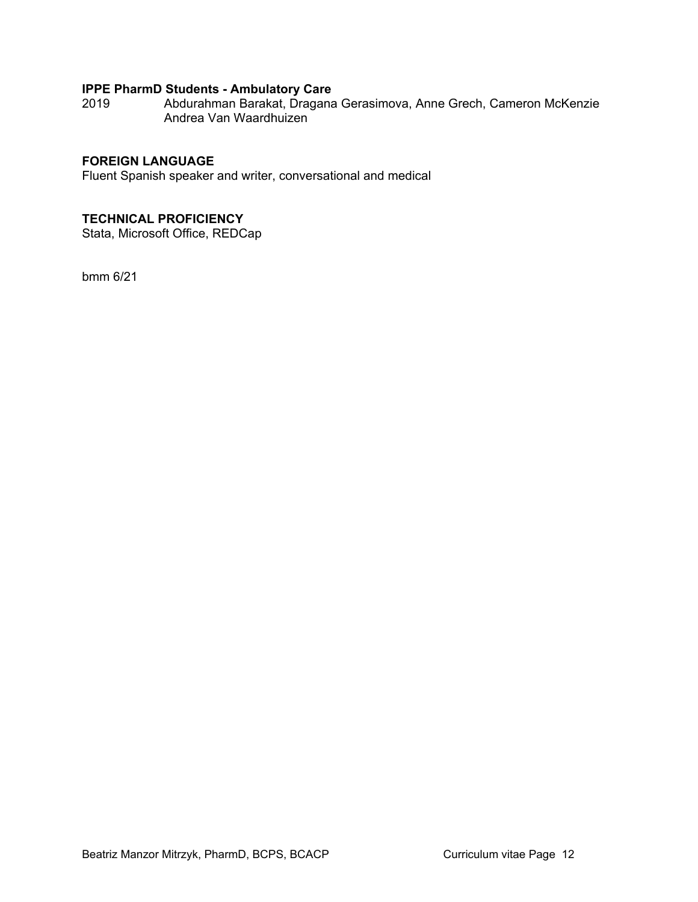**IPPE PharmD Students - Ambulatory Care**

2019 Abdurahman Barakat, Dragana Gerasimova, Anne Grech, Cameron McKenzie Andrea Van Waardhuizen

**FOREIGN LANGUAGE**

Fluent Spanish speaker and writer, conversational and medical

**TECHNICAL PROFICIENCY**

Stata, Microsoft Office, REDCap

bmm 6/21